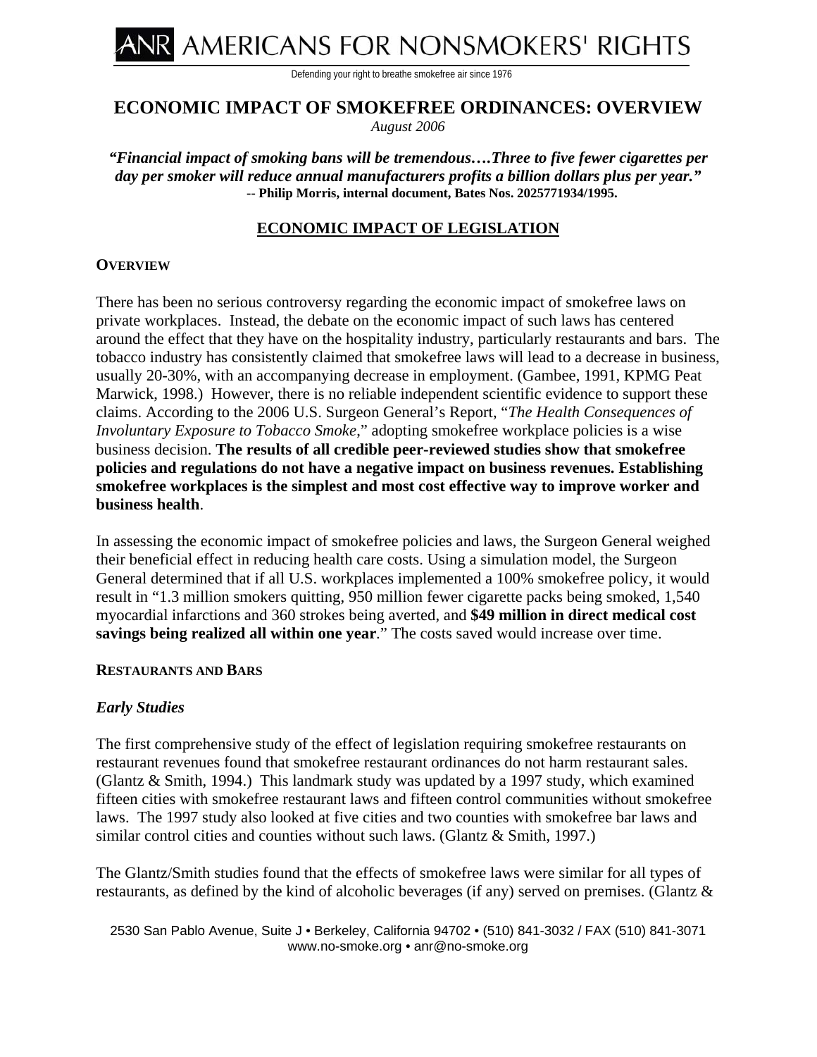ANR AMERICANS FOR NONSMOKERS' RIGHTS

Defending your right to breathe smokefree air since 1976

# ECONOMIC IMPACT OF SMOKEFREE ORDINANCES: OVERVIEW

*August 2006*

***"Financial impact of smoking bans will be tremendous….Three to five fewer cigarettes per day per smoker will reduce annual manufacturers profits a billion dollars plus per year."***
**-- Philip Morris, internal document, Bates Nos. 2025771934/1995.**

## ECONOMIC IMPACT OF LEGISLATION

### OVERVIEW

There has been no serious controversy regarding the economic impact of smokefree laws on private workplaces. Instead, the debate on the economic impact of such laws has centered around the effect that they have on the hospitality industry, particularly restaurants and bars. The tobacco industry has consistently claimed that smokefree laws will lead to a decrease in business, usually 20-30%, with an accompanying decrease in employment. (Gambee, 1991, KPMG Peat Marwick, 1998.) However, there is no reliable independent scientific evidence to support these claims. According to the 2006 U.S. Surgeon General's Report, "*The Health Consequences of Involuntary Exposure to Tobacco Smoke*," adopting smokefree workplace policies is a wise business decision. **The results of all credible peer-reviewed studies show that smokefree policies and regulations do not have a negative impact on business revenues. Establishing smokefree workplaces is the simplest and most cost effective way to improve worker and business health**.

In assessing the economic impact of smokefree policies and laws, the Surgeon General weighed their beneficial effect in reducing health care costs. Using a simulation model, the Surgeon General determined that if all U.S. workplaces implemented a 100% smokefree policy, it would result in "1.3 million smokers quitting, 950 million fewer cigarette packs being smoked, 1,540 myocardial infarctions and 360 strokes being averted, and **$49 million in direct medical cost savings being realized all within one year**." The costs saved would increase over time.

### RESTAURANTS AND BARS

#### *Early Studies*

The first comprehensive study of the effect of legislation requiring smokefree restaurants on restaurant revenues found that smokefree restaurant ordinances do not harm restaurant sales. (Glantz & Smith, 1994.) This landmark study was updated by a 1997 study, which examined fifteen cities with smokefree restaurant laws and fifteen control communities without smokefree laws. The 1997 study also looked at five cities and two counties with smokefree bar laws and similar control cities and counties without such laws. (Glantz & Smith, 1997.)

The Glantz/Smith studies found that the effects of smokefree laws were similar for all types of restaurants, as defined by the kind of alcoholic beverages (if any) served on premises. (Glantz &

2530 San Pablo Avenue, Suite J • Berkeley, California 94702 • (510) 841-3032 / FAX (510) 841-3071
www.no-smoke.org • anr@no-smoke.org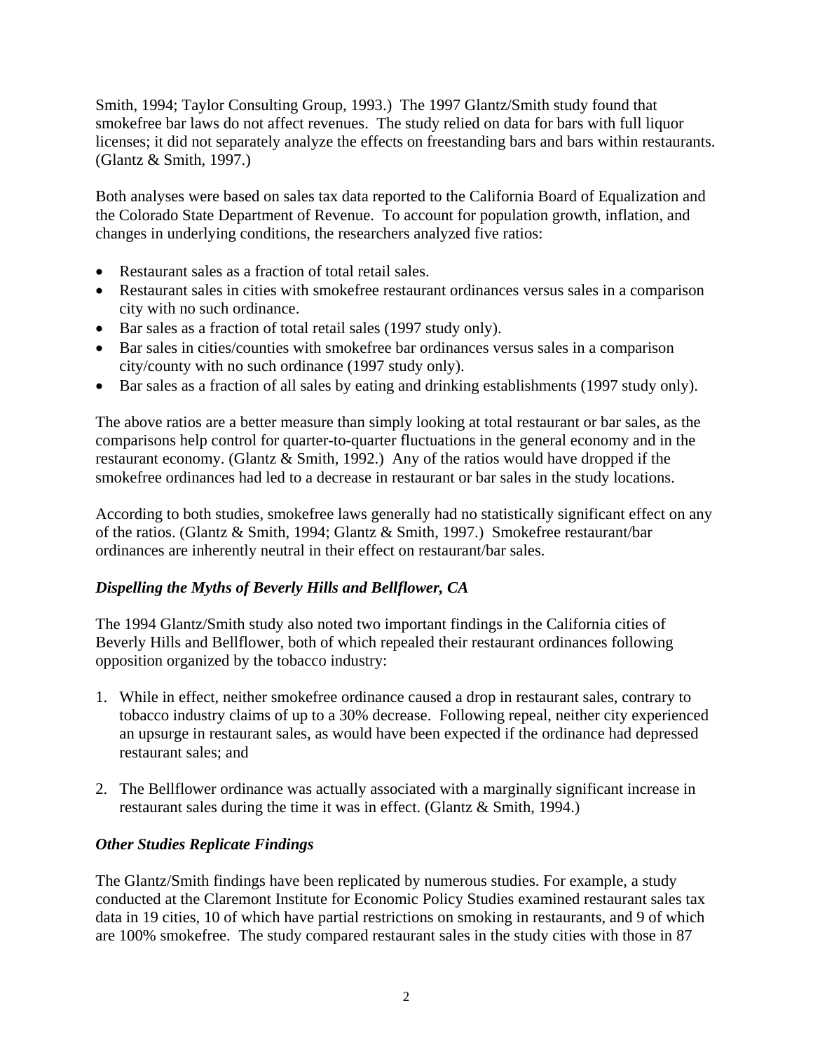Smith, 1994; Taylor Consulting Group, 1993.) The 1997 Glantz/Smith study found that smokefree bar laws do not affect revenues. The study relied on data for bars with full liquor licenses; it did not separately analyze the effects on freestanding bars and bars within restaurants. (Glantz & Smith, 1997.)

Both analyses were based on sales tax data reported to the California Board of Equalization and the Colorado State Department of Revenue. To account for population growth, inflation, and changes in underlying conditions, the researchers analyzed five ratios:

- Restaurant sales as a fraction of total retail sales.
- Restaurant sales in cities with smokefree restaurant ordinances versus sales in a comparison city with no such ordinance.
- Bar sales as a fraction of total retail sales (1997 study only).
- Bar sales in cities/counties with smokefree bar ordinances versus sales in a comparison city/county with no such ordinance (1997 study only).
- Bar sales as a fraction of all sales by eating and drinking establishments (1997 study only).

The above ratios are a better measure than simply looking at total restaurant or bar sales, as the comparisons help control for quarter-to-quarter fluctuations in the general economy and in the restaurant economy. (Glantz & Smith, 1992.) Any of the ratios would have dropped if the smokefree ordinances had led to a decrease in restaurant or bar sales in the study locations.

According to both studies, smokefree laws generally had no statistically significant effect on any of the ratios. (Glantz & Smith, 1994; Glantz & Smith, 1997.) Smokefree restaurant/bar ordinances are inherently neutral in their effect on restaurant/bar sales.

### *Dispelling the Myths of Beverly Hills and Bellflower, CA*

The 1994 Glantz/Smith study also noted two important findings in the California cities of Beverly Hills and Bellflower, both of which repealed their restaurant ordinances following opposition organized by the tobacco industry:

1. While in effect, neither smokefree ordinance caused a drop in restaurant sales, contrary to tobacco industry claims of up to a 30% decrease. Following repeal, neither city experienced an upsurge in restaurant sales, as would have been expected if the ordinance had depressed restaurant sales; and

2. The Bellflower ordinance was actually associated with a marginally significant increase in restaurant sales during the time it was in effect. (Glantz & Smith, 1994.)

### *Other Studies Replicate Findings*

The Glantz/Smith findings have been replicated by numerous studies. For example, a study conducted at the Claremont Institute for Economic Policy Studies examined restaurant sales tax data in 19 cities, 10 of which have partial restrictions on smoking in restaurants, and 9 of which are 100% smokefree. The study compared restaurant sales in the study cities with those in 87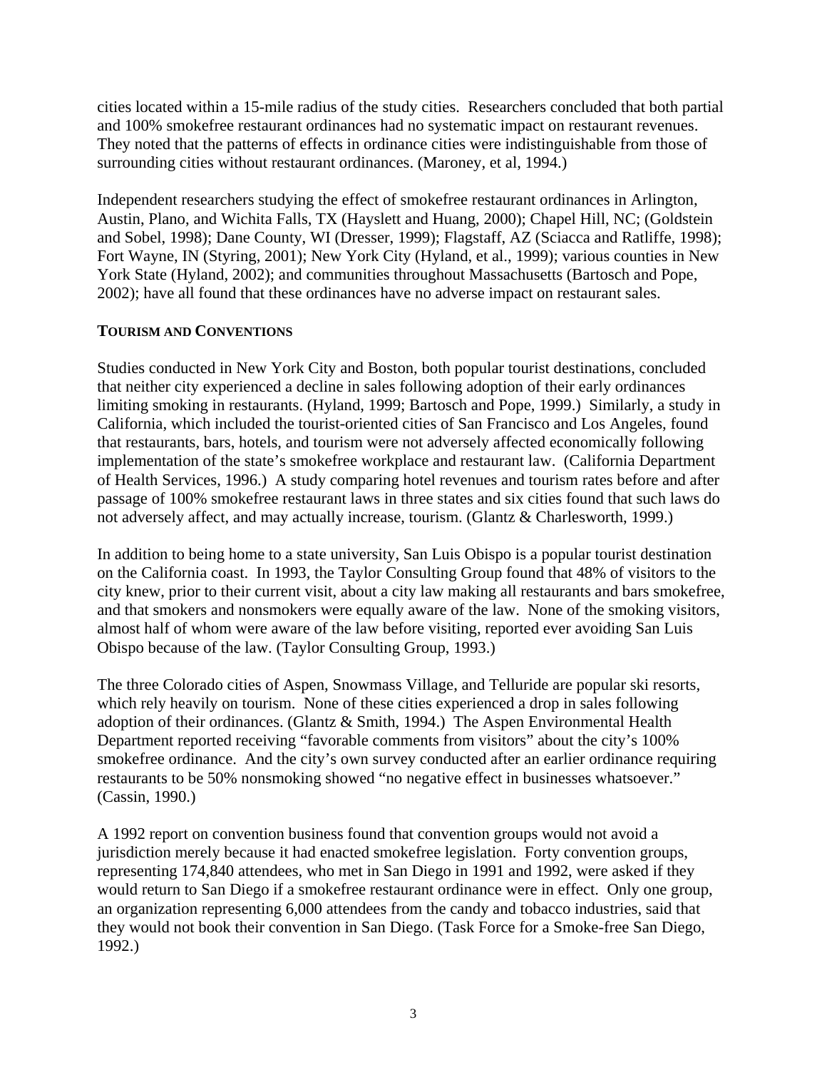cities located within a 15-mile radius of the study cities. Researchers concluded that both partial and 100% smokefree restaurant ordinances had no systematic impact on restaurant revenues. They noted that the patterns of effects in ordinance cities were indistinguishable from those of surrounding cities without restaurant ordinances. (Maroney, et al, 1994.)

Independent researchers studying the effect of smokefree restaurant ordinances in Arlington, Austin, Plano, and Wichita Falls, TX (Hayslett and Huang, 2000); Chapel Hill, NC; (Goldstein and Sobel, 1998); Dane County, WI (Dresser, 1999); Flagstaff, AZ (Sciacca and Ratliffe, 1998); Fort Wayne, IN (Styring, 2001); New York City (Hyland, et al., 1999); various counties in New York State (Hyland, 2002); and communities throughout Massachusetts (Bartosch and Pope, 2002); have all found that these ordinances have no adverse impact on restaurant sales.

**TOURISM AND CONVENTIONS**

Studies conducted in New York City and Boston, both popular tourist destinations, concluded that neither city experienced a decline in sales following adoption of their early ordinances limiting smoking in restaurants. (Hyland, 1999; Bartosch and Pope, 1999.) Similarly, a study in California, which included the tourist-oriented cities of San Francisco and Los Angeles, found that restaurants, bars, hotels, and tourism were not adversely affected economically following implementation of the state's smokefree workplace and restaurant law. (California Department of Health Services, 1996.) A study comparing hotel revenues and tourism rates before and after passage of 100% smokefree restaurant laws in three states and six cities found that such laws do not adversely affect, and may actually increase, tourism. (Glantz & Charlesworth, 1999.)

In addition to being home to a state university, San Luis Obispo is a popular tourist destination on the California coast. In 1993, the Taylor Consulting Group found that 48% of visitors to the city knew, prior to their current visit, about a city law making all restaurants and bars smokefree, and that smokers and nonsmokers were equally aware of the law. None of the smoking visitors, almost half of whom were aware of the law before visiting, reported ever avoiding San Luis Obispo because of the law. (Taylor Consulting Group, 1993.)

The three Colorado cities of Aspen, Snowmass Village, and Telluride are popular ski resorts, which rely heavily on tourism. None of these cities experienced a drop in sales following adoption of their ordinances. (Glantz & Smith, 1994.) The Aspen Environmental Health Department reported receiving "favorable comments from visitors" about the city's 100% smokefree ordinance. And the city's own survey conducted after an earlier ordinance requiring restaurants to be 50% nonsmoking showed "no negative effect in businesses whatsoever." (Cassin, 1990.)

A 1992 report on convention business found that convention groups would not avoid a jurisdiction merely because it had enacted smokefree legislation. Forty convention groups, representing 174,840 attendees, who met in San Diego in 1991 and 1992, were asked if they would return to San Diego if a smokefree restaurant ordinance were in effect. Only one group, an organization representing 6,000 attendees from the candy and tobacco industries, said that they would not book their convention in San Diego. (Task Force for a Smoke-free San Diego, 1992.)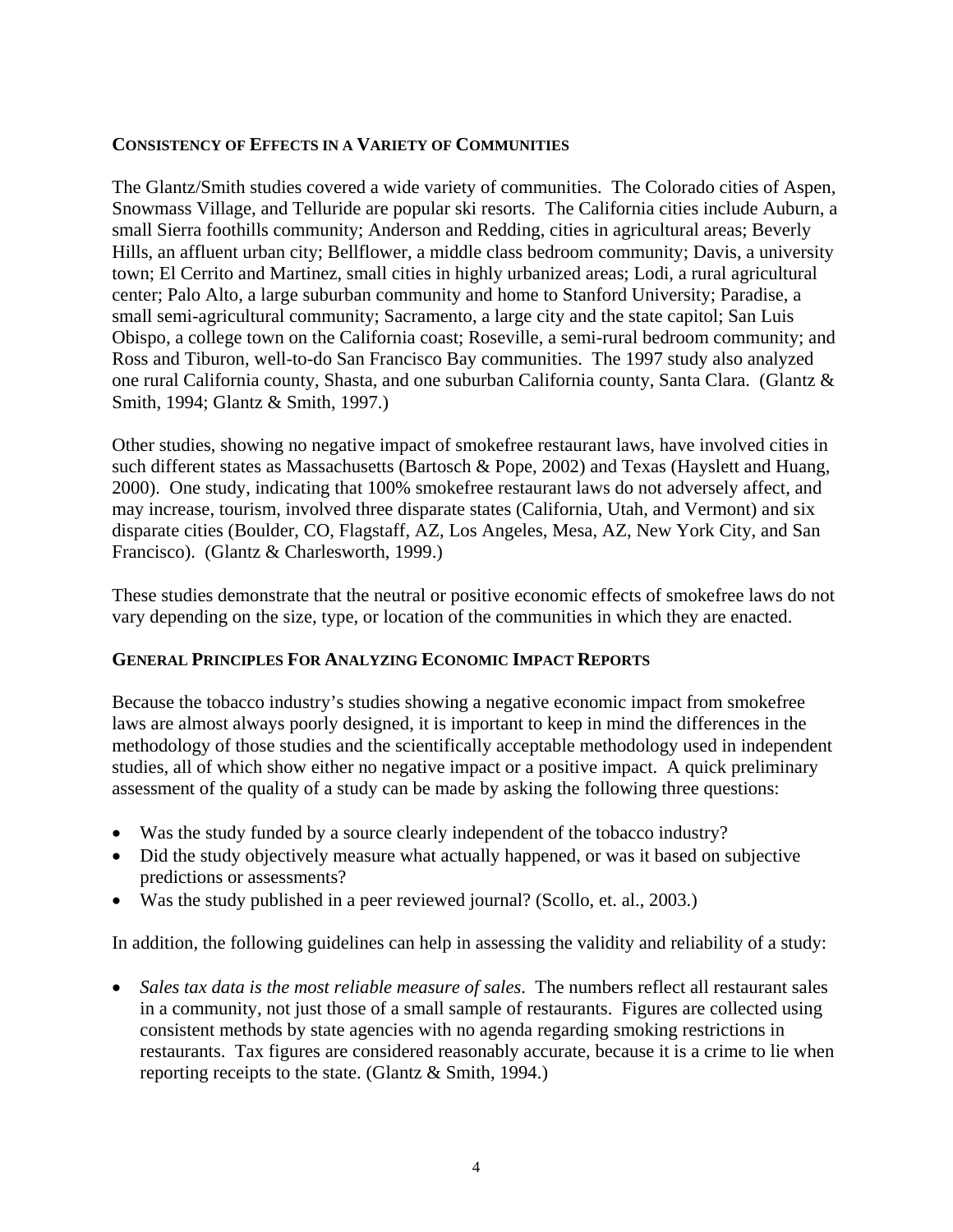## CONSISTENCY OF EFFECTS IN A VARIETY OF COMMUNITIES

The Glantz/Smith studies covered a wide variety of communities. The Colorado cities of Aspen, Snowmass Village, and Telluride are popular ski resorts. The California cities include Auburn, a small Sierra foothills community; Anderson and Redding, cities in agricultural areas; Beverly Hills, an affluent urban city; Bellflower, a middle class bedroom community; Davis, a university town; El Cerrito and Martinez, small cities in highly urbanized areas; Lodi, a rural agricultural center; Palo Alto, a large suburban community and home to Stanford University; Paradise, a small semi-agricultural community; Sacramento, a large city and the state capitol; San Luis Obispo, a college town on the California coast; Roseville, a semi-rural bedroom community; and Ross and Tiburon, well-to-do San Francisco Bay communities. The 1997 study also analyzed one rural California county, Shasta, and one suburban California county, Santa Clara. (Glantz & Smith, 1994; Glantz & Smith, 1997.)

Other studies, showing no negative impact of smokefree restaurant laws, have involved cities in such different states as Massachusetts (Bartosch & Pope, 2002) and Texas (Hayslett and Huang, 2000). One study, indicating that 100% smokefree restaurant laws do not adversely affect, and may increase, tourism, involved three disparate states (California, Utah, and Vermont) and six disparate cities (Boulder, CO, Flagstaff, AZ, Los Angeles, Mesa, AZ, New York City, and San Francisco). (Glantz & Charlesworth, 1999.)

These studies demonstrate that the neutral or positive economic effects of smokefree laws do not vary depending on the size, type, or location of the communities in which they are enacted.

## GENERAL PRINCIPLES FOR ANALYZING ECONOMIC IMPACT REPORTS

Because the tobacco industry's studies showing a negative economic impact from smokefree laws are almost always poorly designed, it is important to keep in mind the differences in the methodology of those studies and the scientifically acceptable methodology used in independent studies, all of which show either no negative impact or a positive impact. A quick preliminary assessment of the quality of a study can be made by asking the following three questions:

- Was the study funded by a source clearly independent of the tobacco industry?
- Did the study objectively measure what actually happened, or was it based on subjective predictions or assessments?
- Was the study published in a peer reviewed journal? (Scollo, et. al., 2003.)

In addition, the following guidelines can help in assessing the validity and reliability of a study:

- *Sales tax data is the most reliable measure of sales*. The numbers reflect all restaurant sales in a community, not just those of a small sample of restaurants. Figures are collected using consistent methods by state agencies with no agenda regarding smoking restrictions in restaurants. Tax figures are considered reasonably accurate, because it is a crime to lie when reporting receipts to the state. (Glantz & Smith, 1994.)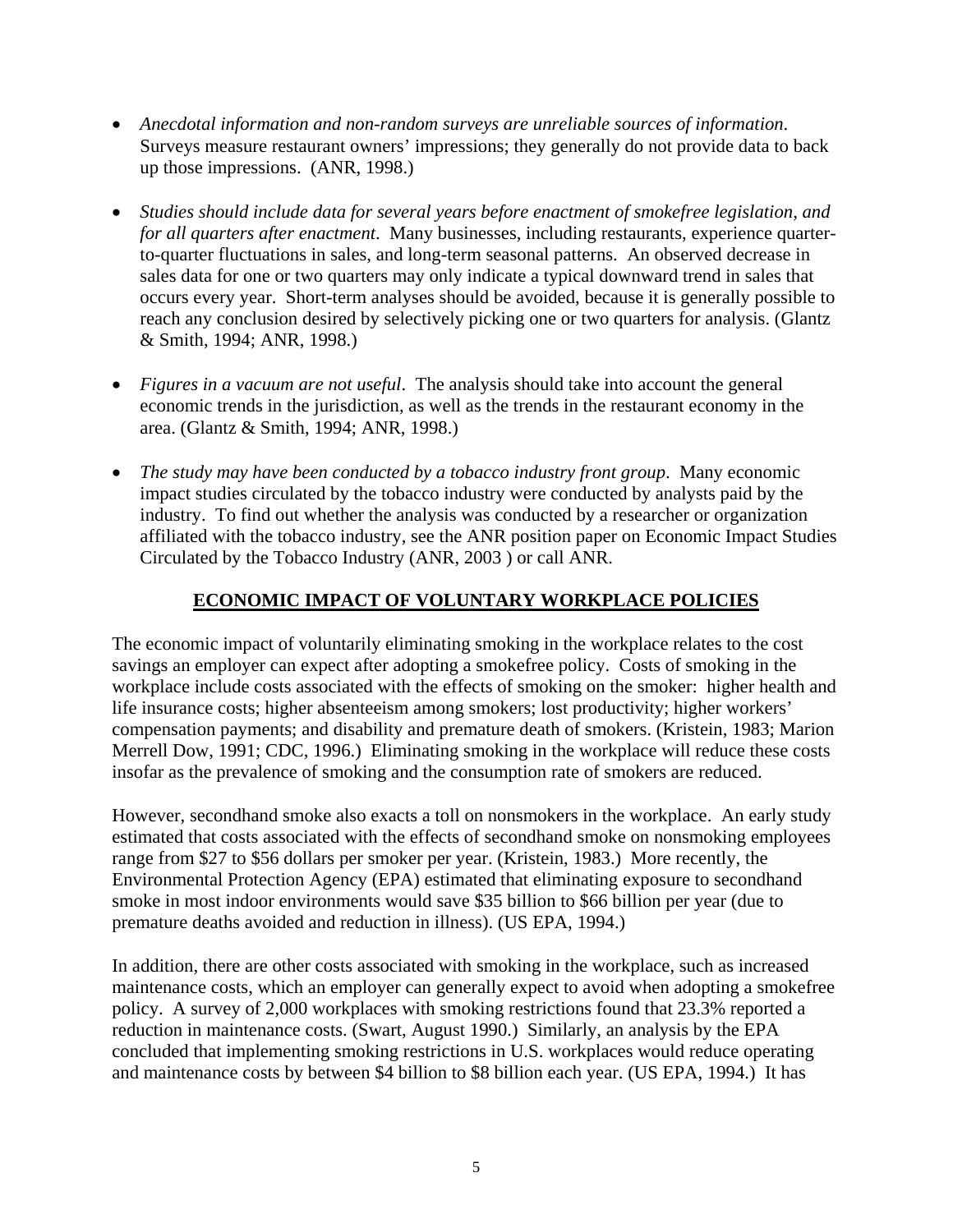- *Anecdotal information and non-random surveys are unreliable sources of information*. Surveys measure restaurant owners' impressions; they generally do not provide data to back up those impressions. (ANR, 1998.)

- *Studies should include data for several years before enactment of smokefree legislation, and for all quarters after enactment*. Many businesses, including restaurants, experience quarter-to-quarter fluctuations in sales, and long-term seasonal patterns. An observed decrease in sales data for one or two quarters may only indicate a typical downward trend in sales that occurs every year. Short-term analyses should be avoided, because it is generally possible to reach any conclusion desired by selectively picking one or two quarters for analysis. (Glantz & Smith, 1994; ANR, 1998.)

- *Figures in a vacuum are not useful*. The analysis should take into account the general economic trends in the jurisdiction, as well as the trends in the restaurant economy in the area. (Glantz & Smith, 1994; ANR, 1998.)

- *The study may have been conducted by a tobacco industry front group*. Many economic impact studies circulated by the tobacco industry were conducted by analysts paid by the industry. To find out whether the analysis was conducted by a researcher or organization affiliated with the tobacco industry, see the ANR position paper on Economic Impact Studies Circulated by the Tobacco Industry (ANR, 2003 ) or call ANR.

## ECONOMIC IMPACT OF VOLUNTARY WORKPLACE POLICIES

The economic impact of voluntarily eliminating smoking in the workplace relates to the cost savings an employer can expect after adopting a smokefree policy. Costs of smoking in the workplace include costs associated with the effects of smoking on the smoker: higher health and life insurance costs; higher absenteeism among smokers; lost productivity; higher workers' compensation payments; and disability and premature death of smokers. (Kristein, 1983; Marion Merrell Dow, 1991; CDC, 1996.) Eliminating smoking in the workplace will reduce these costs insofar as the prevalence of smoking and the consumption rate of smokers are reduced.

However, secondhand smoke also exacts a toll on nonsmokers in the workplace. An early study estimated that costs associated with the effects of secondhand smoke on nonsmoking employees range from $27 to $56 dollars per smoker per year. (Kristein, 1983.) More recently, the Environmental Protection Agency (EPA) estimated that eliminating exposure to secondhand smoke in most indoor environments would save $35 billion to $66 billion per year (due to premature deaths avoided and reduction in illness). (US EPA, 1994.)

In addition, there are other costs associated with smoking in the workplace, such as increased maintenance costs, which an employer can generally expect to avoid when adopting a smokefree policy. A survey of 2,000 workplaces with smoking restrictions found that 23.3% reported a reduction in maintenance costs. (Swart, August 1990.) Similarly, an analysis by the EPA concluded that implementing smoking restrictions in U.S. workplaces would reduce operating and maintenance costs by between $4 billion to $8 billion each year. (US EPA, 1994.) It has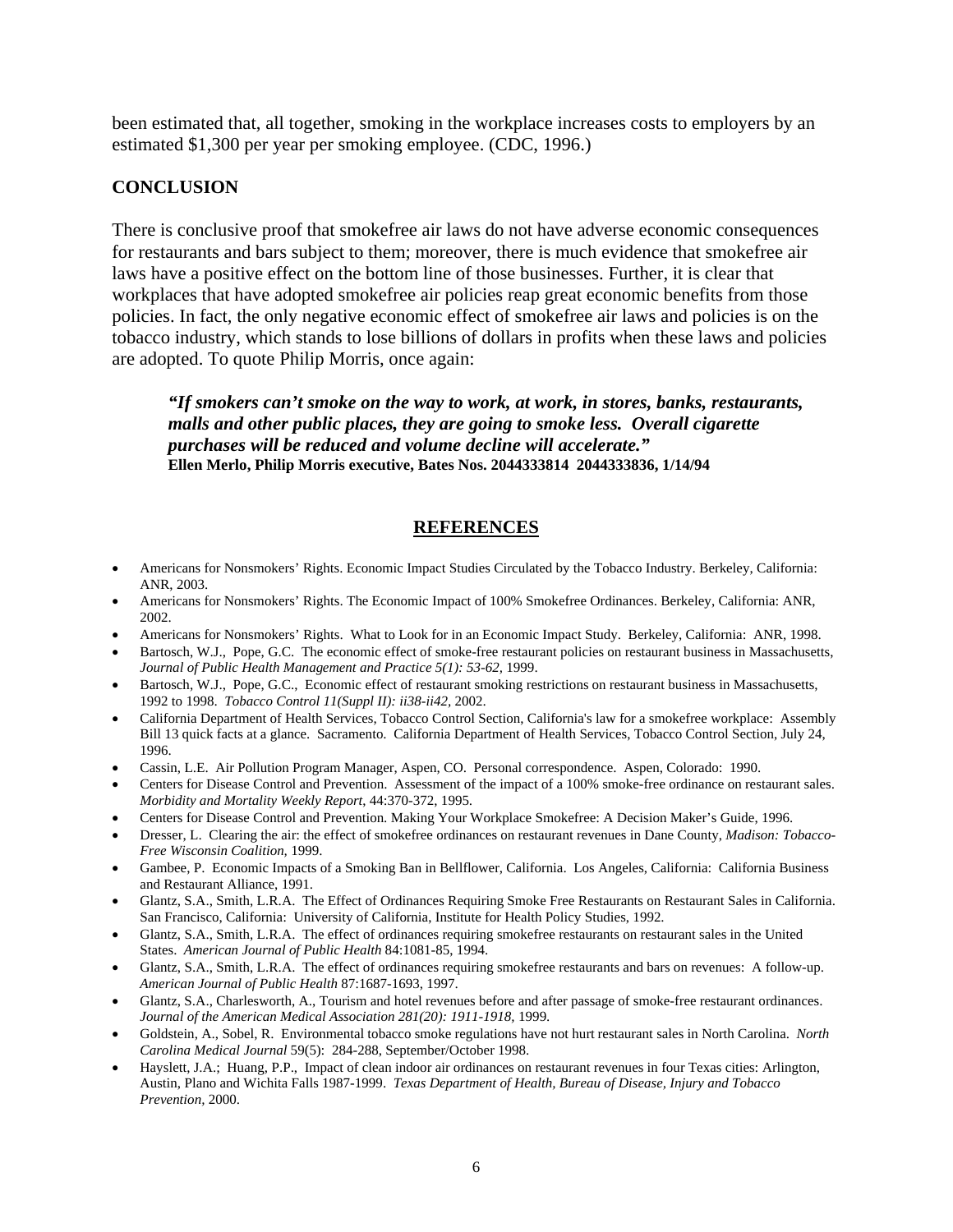been estimated that, all together, smoking in the workplace increases costs to employers by an estimated $1,300 per year per smoking employee. (CDC, 1996.)

## CONCLUSION

There is conclusive proof that smokefree air laws do not have adverse economic consequences for restaurants and bars subject to them; moreover, there is much evidence that smokefree air laws have a positive effect on the bottom line of those businesses. Further, it is clear that workplaces that have adopted smokefree air policies reap great economic benefits from those policies. In fact, the only negative economic effect of smokefree air laws and policies is on the tobacco industry, which stands to lose billions of dollars in profits when these laws and policies are adopted. To quote Philip Morris, once again:

> ***"If smokers can't smoke on the way to work, at work, in stores, banks, restaurants, malls and other public places, they are going to smoke less. Overall cigarette purchases will be reduced and volume decline will accelerate."***
> **Ellen Merlo, Philip Morris executive, Bates Nos. 2044333814 2044333836, 1/14/94**

## REFERENCES

- Americans for Nonsmokers' Rights. Economic Impact Studies Circulated by the Tobacco Industry. Berkeley, California: ANR, 2003.
- Americans for Nonsmokers' Rights. The Economic Impact of 100% Smokefree Ordinances. Berkeley, California: ANR, 2002.
- Americans for Nonsmokers' Rights. What to Look for in an Economic Impact Study. Berkeley, California: ANR, 1998.
- Bartosch, W.J., Pope, G.C. The economic effect of smoke-free restaurant policies on restaurant business in Massachusetts, *Journal of Public Health Management and Practice 5(1): 53-62,* 1999.
- Bartosch, W.J., Pope, G.C., Economic effect of restaurant smoking restrictions on restaurant business in Massachusetts, 1992 to 1998. *Tobacco Control 11(Suppl II): ii38-ii42,* 2002.
- California Department of Health Services, Tobacco Control Section, California's law for a smokefree workplace: Assembly Bill 13 quick facts at a glance. Sacramento. California Department of Health Services, Tobacco Control Section, July 24, 1996.
- Cassin, L.E. Air Pollution Program Manager, Aspen, CO. Personal correspondence. Aspen, Colorado: 1990.
- Centers for Disease Control and Prevention. Assessment of the impact of a 100% smoke-free ordinance on restaurant sales. *Morbidity and Mortality Weekly Report*, 44:370-372, 1995.
- Centers for Disease Control and Prevention. Making Your Workplace Smokefree: A Decision Maker's Guide, 1996.
- Dresser, L. Clearing the air: the effect of smokefree ordinances on restaurant revenues in Dane County, *Madison: Tobacco-Free Wisconsin Coalition,* 1999.
- Gambee, P. Economic Impacts of a Smoking Ban in Bellflower, California. Los Angeles, California: California Business and Restaurant Alliance, 1991.
- Glantz, S.A., Smith, L.R.A. The Effect of Ordinances Requiring Smoke Free Restaurants on Restaurant Sales in California. San Francisco, California: University of California, Institute for Health Policy Studies, 1992.
- Glantz, S.A., Smith, L.R.A. The effect of ordinances requiring smokefree restaurants on restaurant sales in the United States. *American Journal of Public Health* 84:1081-85, 1994.
- Glantz, S.A., Smith, L.R.A. The effect of ordinances requiring smokefree restaurants and bars on revenues: A follow-up. *American Journal of Public Health* 87:1687-1693, 1997.
- Glantz, S.A., Charlesworth, A., Tourism and hotel revenues before and after passage of smoke-free restaurant ordinances. *Journal of the American Medical Association 281(20): 1911-1918,* 1999.
- Goldstein, A., Sobel, R. Environmental tobacco smoke regulations have not hurt restaurant sales in North Carolina. *North Carolina Medical Journal* 59(5): 284-288, September/October 1998.
- Hayslett, J.A.; Huang, P.P., Impact of clean indoor air ordinances on restaurant revenues in four Texas cities: Arlington, Austin, Plano and Wichita Falls 1987-1999. *Texas Department of Health, Bureau of Disease, Injury and Tobacco Prevention,* 2000.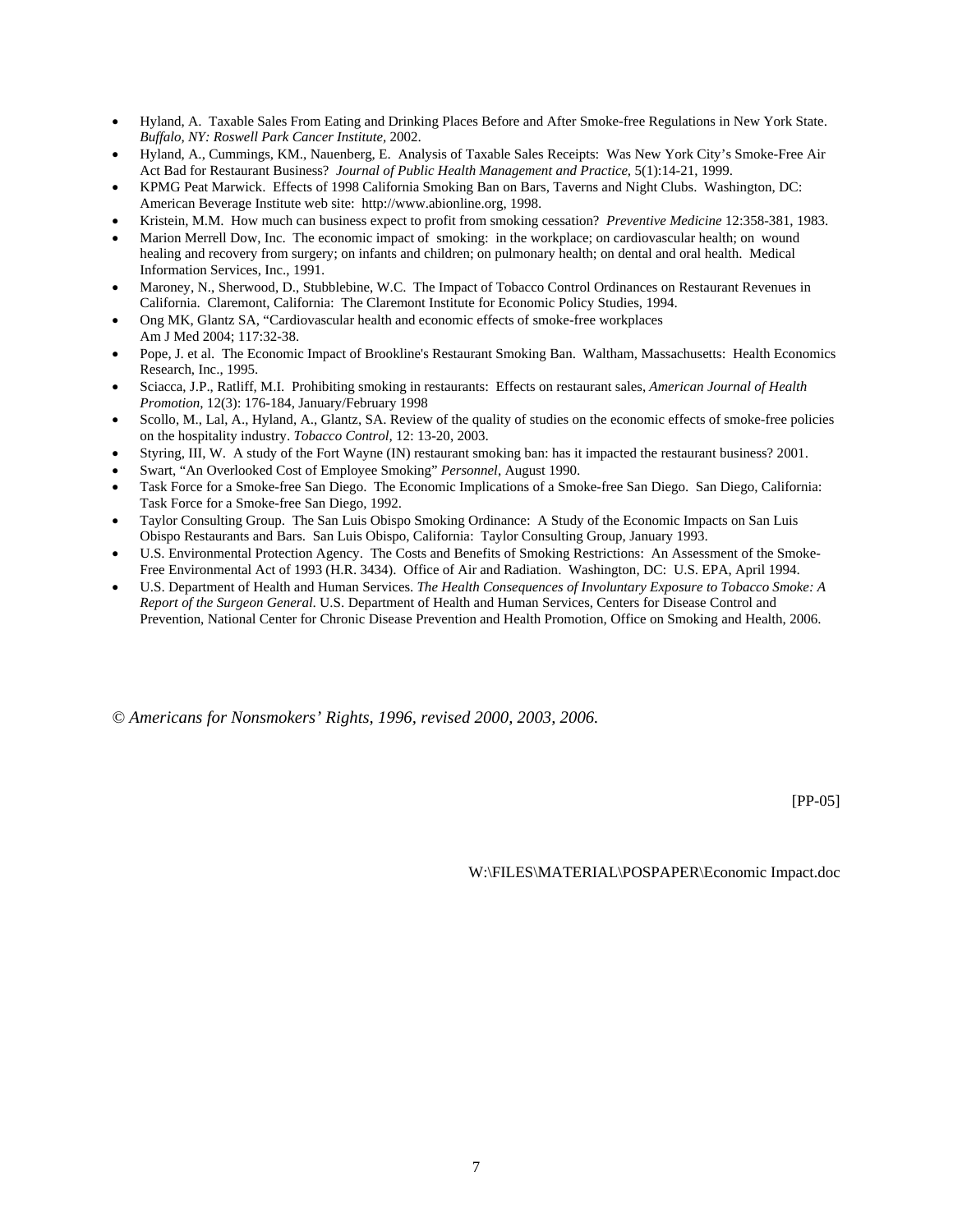- Hyland, A. Taxable Sales From Eating and Drinking Places Before and After Smoke-free Regulations in New York State. *Buffalo, NY: Roswell Park Cancer Institute,* 2002.
- Hyland, A., Cummings, KM., Nauenberg, E. Analysis of Taxable Sales Receipts: Was New York City's Smoke-Free Air Act Bad for Restaurant Business? *Journal of Public Health Management and Practice,* 5(1):14-21, 1999.
- KPMG Peat Marwick. Effects of 1998 California Smoking Ban on Bars, Taverns and Night Clubs. Washington, DC: American Beverage Institute web site: http://www.abionline.org, 1998.
- Kristein, M.M. How much can business expect to profit from smoking cessation? *Preventive Medicine* 12:358-381, 1983.
- Marion Merrell Dow, Inc. The economic impact of smoking: in the workplace; on cardiovascular health; on wound healing and recovery from surgery; on infants and children; on pulmonary health; on dental and oral health. Medical Information Services, Inc., 1991.
- Maroney, N., Sherwood, D., Stubblebine, W.C. The Impact of Tobacco Control Ordinances on Restaurant Revenues in California. Claremont, California: The Claremont Institute for Economic Policy Studies, 1994.
- Ong MK, Glantz SA, "Cardiovascular health and economic effects of smoke-free workplaces Am J Med 2004; 117:32-38.
- Pope, J. et al. The Economic Impact of Brookline's Restaurant Smoking Ban. Waltham, Massachusetts: Health Economics Research, Inc., 1995.
- Sciacca, J.P., Ratliff, M.I. Prohibiting smoking in restaurants: Effects on restaurant sales, *American Journal of Health Promotion*, 12(3): 176-184, January/February 1998
- Scollo, M., Lal, A., Hyland, A., Glantz, SA. Review of the quality of studies on the economic effects of smoke-free policies on the hospitality industry. *Tobacco Control,* 12: 13-20, 2003.
- Styring, III, W. A study of the Fort Wayne (IN) restaurant smoking ban: has it impacted the restaurant business? 2001.
- Swart, "An Overlooked Cost of Employee Smoking" *Personnel*, August 1990.
- Task Force for a Smoke-free San Diego. The Economic Implications of a Smoke-free San Diego. San Diego, California: Task Force for a Smoke-free San Diego, 1992.
- Taylor Consulting Group. The San Luis Obispo Smoking Ordinance: A Study of the Economic Impacts on San Luis Obispo Restaurants and Bars. San Luis Obispo, California: Taylor Consulting Group, January 1993.
- U.S. Environmental Protection Agency. The Costs and Benefits of Smoking Restrictions: An Assessment of the Smoke-Free Environmental Act of 1993 (H.R. 3434). Office of Air and Radiation. Washington, DC: U.S. EPA, April 1994.
- U.S. Department of Health and Human Services. *The Health Consequences of Involuntary Exposure to Tobacco Smoke: A Report of the Surgeon General.* U.S. Department of Health and Human Services, Centers for Disease Control and Prevention, National Center for Chronic Disease Prevention and Health Promotion, Office on Smoking and Health, 2006.

*© Americans for Nonsmokers' Rights, 1996, revised 2000, 2003, 2006.*

[PP-05]

W:\FILES\MATERIAL\POSPAPER\Economic Impact.doc